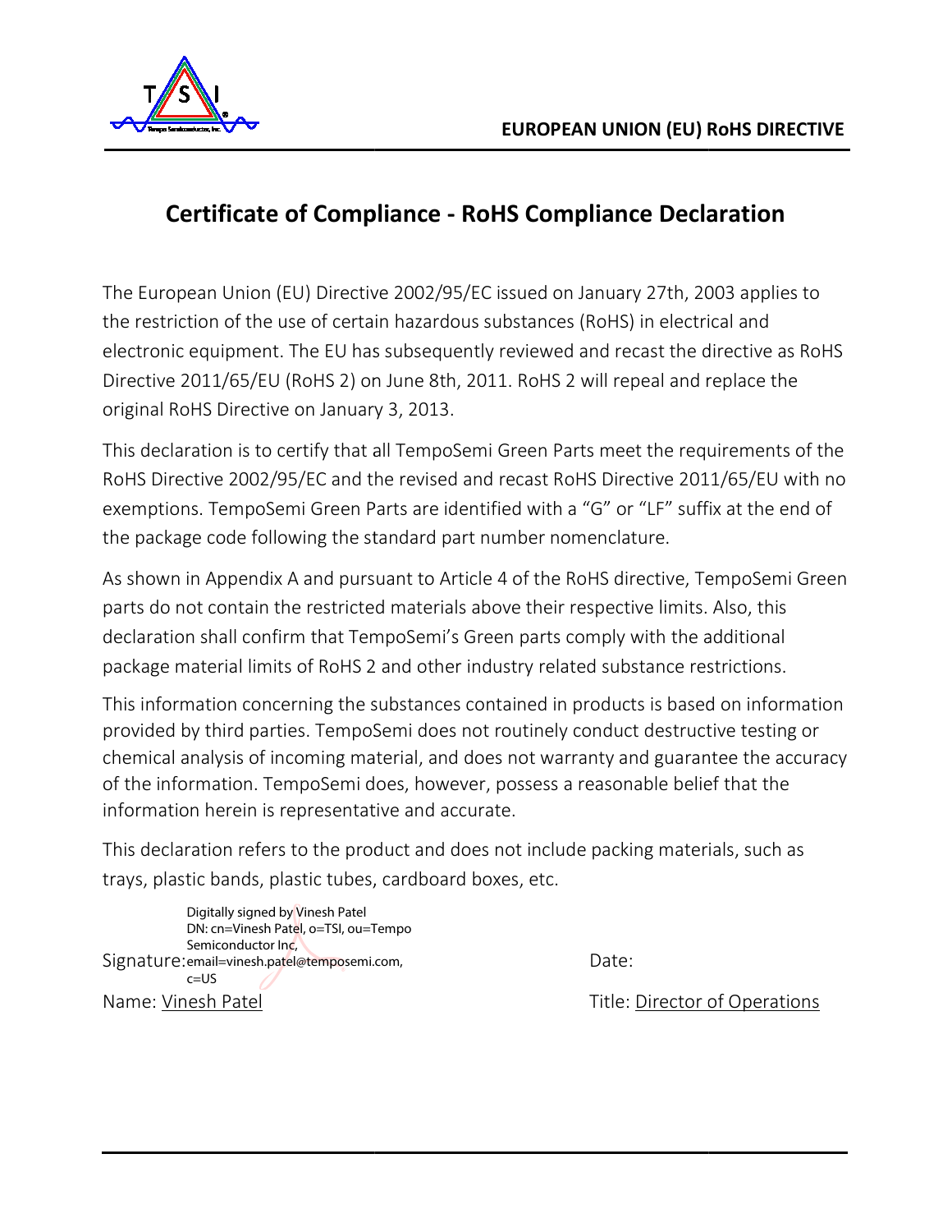**EUROPEAN UNION (EU) RoHS DIRECTIVE**

# Certificate of Compliance - RoHS Compliance Declaration

The European Union (EU) Directive 2002/95/EC issued on January 27th, 2003 applies to the restriction of the use of certain hazardous substances (RoHS) in electrical and electronic equipment. The EU has subsequently reviewed and recast the directive as RoHS Directive 2011/65/EU (RoHS 2) on June 8th, 2011. RoHS 2 will repeal and replace the original RoHS Directive on January 3, 2013.

This declaration is to certify that all TempoSemi Green Parts meet the requirements of the RoHS Directive 2002/95/EC and the revised and recast RoHS Directive 2011/65/EU with no exemptions. TempoSemi Green Parts are identified with a "G" or "LF" suffix at the end of the package code following the standard part number nomenclature.

As shown in Appendix A and pursuant to Article 4 of the RoHS directive, TempoSemi Green parts do not contain the restricted materials above their respective limits. Also, this declaration shall confirm that TempoSemi's Green parts comply with the additional package material limits of RoHS 2 and other industry related substance restrictions.

This information concerning the substances contained in products is based on information provided by third parties. TempoSemi does not routinely conduct destructive testing or chemical analysis of incoming material, and does not warranty and guarantee the accuracy of the information. TempoSemi does, however, possess a reasonable belief that the information herein is representative and accurate.

This declaration refers to the product and does not include packing materials, such as trays, plastic bands, plastic tubes, cardboard boxes, etc.

Signature: Digitally signed by Vinesh Patel
DN: cn=Vinesh Patel, o=TSI, ou=Tempo Semiconductor Inc, email=vinesh.patel@temposemi.com, c=US

Date:

Name: Vinesh Patel

Title: Director of Operations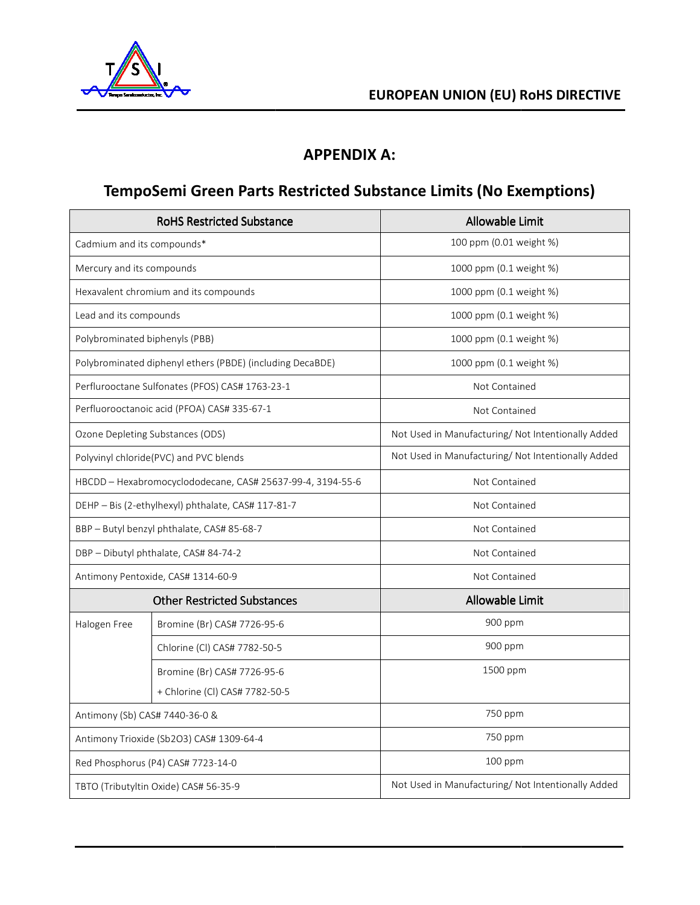## APPENDIX A:

## TempoSemi Green Parts Restricted Substance Limits (No Exemptions)

| RoHS Restricted Substance | | Allowable Limit |
|---|---|---|
| Cadmium and its compounds* | | 100 ppm (0.01 weight %) |
| Mercury and its compounds | | 1000 ppm (0.1 weight %) |
| Hexavalent chromium and its compounds | | 1000 ppm (0.1 weight %) |
| Lead and its compounds | | 1000 ppm (0.1 weight %) |
| Polybrominated biphenyls (PBB) | | 1000 ppm (0.1 weight %) |
| Polybrominated diphenyl ethers (PBDE) (including DecaBDE) | | 1000 ppm (0.1 weight %) |
| Perflurooctane Sulfonates (PFOS) CAS# 1763-23-1 | | Not Contained |
| Perfluorooctanoic acid (PFOA) CAS# 335-67-1 | | Not Contained |
| Ozone Depleting Substances (ODS) | | Not Used in Manufacturing/ Not Intentionally Added |
| Polyvinyl chloride(PVC) and PVC blends | | Not Used in Manufacturing/ Not Intentionally Added |
| HBCDD – Hexabromocyclododecane, CAS# 25637-99-4, 3194-55-6 | | Not Contained |
| DEHP – Bis (2-ethylhexyl) phthalate, CAS# 117-81-7 | | Not Contained |
| BBP – Butyl benzyl phthalate, CAS# 85-68-7 | | Not Contained |
| DBP – Dibutyl phthalate, CAS# 84-74-2 | | Not Contained |
| Antimony Pentoxide, CAS# 1314-60-9 | | Not Contained |
| **Other Restricted Substances** | | **Allowable Limit** |
| Halogen Free | Bromine (Br) CAS# 7726-95-6 | 900 ppm |
| | Chlorine (Cl) CAS# 7782-50-5 | 900 ppm |
| | Bromine (Br) CAS# 7726-95-6 + Chlorine (Cl) CAS# 7782-50-5 | 1500 ppm |
| Antimony (Sb) CAS# 7440-36-0 & | | 750 ppm |
| Antimony Trioxide ($Sb_2O_3$) CAS# 1309-64-4 | | 750 ppm |
| Red Phosphorus ($P_4$) CAS# 7723-14-0 | | 100 ppm |
| TBTO (Tributyltin Oxide) CAS# 56-35-9 | | Not Used in Manufacturing/ Not Intentionally Added |